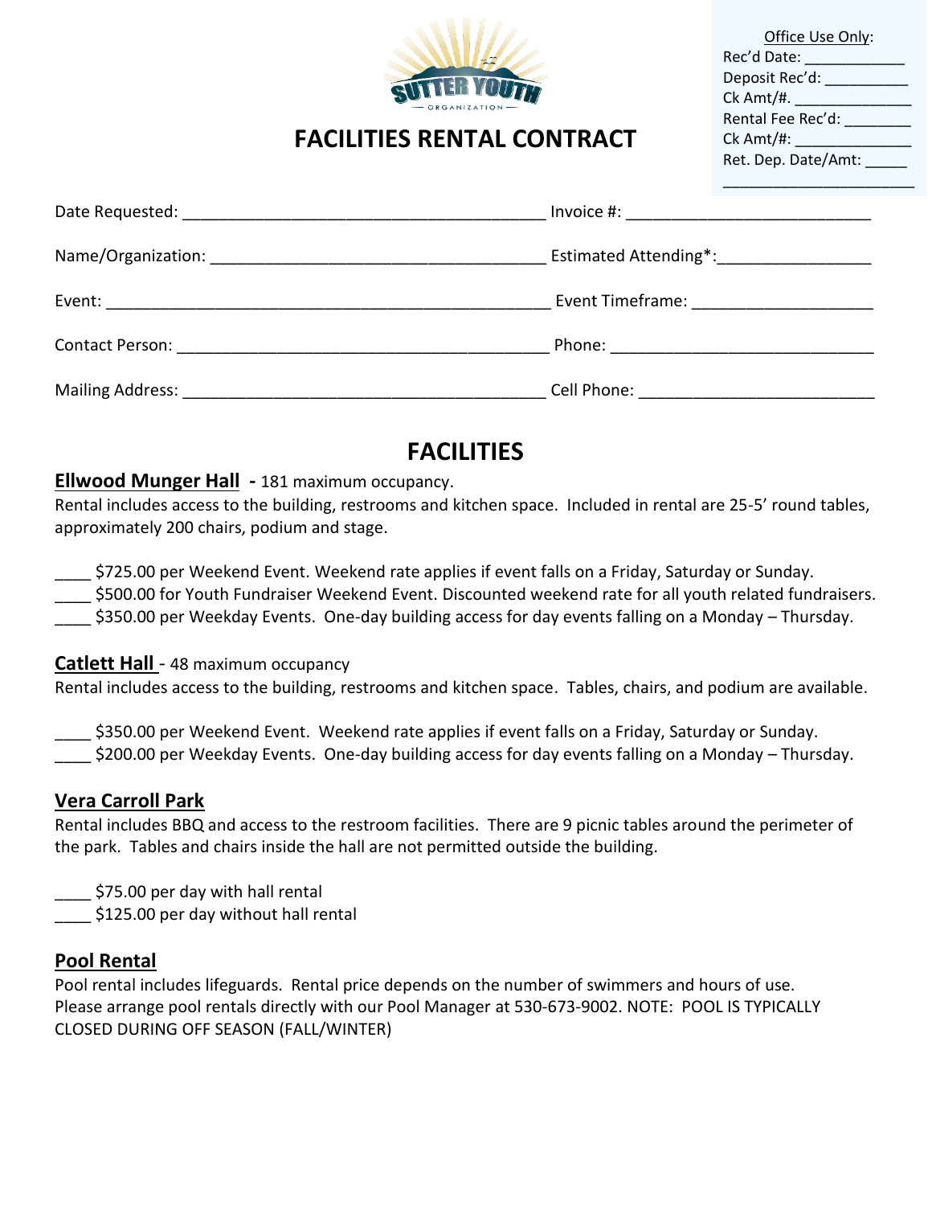SUTTER YOUTH ORGANIZATION

# FACILITIES RENTAL CONTRACT

Office Use Only:
Rec'd Date: ____________
Deposit Rec'd: __________
Ck Amt/#. ______________
Rental Fee Rec'd: ________
Ck Amt/#: ______________
Ret. Dep. Date/Amt: _____
______________________

Date Requested: ________________________________________ Invoice #: ___________________________

Name/Organization: _____________________________________ Estimated Attending*:_________________

Event: __________________________________________________ Event Timeframe: ____________________

Contact Person: __________________________________________ Phone: _____________________________

Mailing Address: _________________________________________ Cell Phone: _________________________

## FACILITIES

### Ellwood Munger Hall - 181 maximum occupancy.

Rental includes access to the building, restrooms and kitchen space. Included in rental are 25-5' round tables, approximately 200 chairs, podium and stage.

____ $725.00 per Weekend Event. Weekend rate applies if event falls on a Friday, Saturday or Sunday.
____ $500.00 for Youth Fundraiser Weekend Event. Discounted weekend rate for all youth related fundraisers.
____ $350.00 per Weekday Events. One-day building access for day events falling on a Monday – Thursday.

### Catlett Hall - 48 maximum occupancy

Rental includes access to the building, restrooms and kitchen space. Tables, chairs, and podium are available.

____ $350.00 per Weekend Event. Weekend rate applies if event falls on a Friday, Saturday or Sunday.
____ $200.00 per Weekday Events. One-day building access for day events falling on a Monday – Thursday.

### Vera Carroll Park

Rental includes BBQ and access to the restroom facilities. There are 9 picnic tables around the perimeter of the park. Tables and chairs inside the hall are not permitted outside the building.

____ $75.00 per day with hall rental
____ $125.00 per day without hall rental

### Pool Rental

Pool rental includes lifeguards. Rental price depends on the number of swimmers and hours of use. Please arrange pool rentals directly with our Pool Manager at 530-673-9002. NOTE: POOL IS TYPICALLY CLOSED DURING OFF SEASON (FALL/WINTER)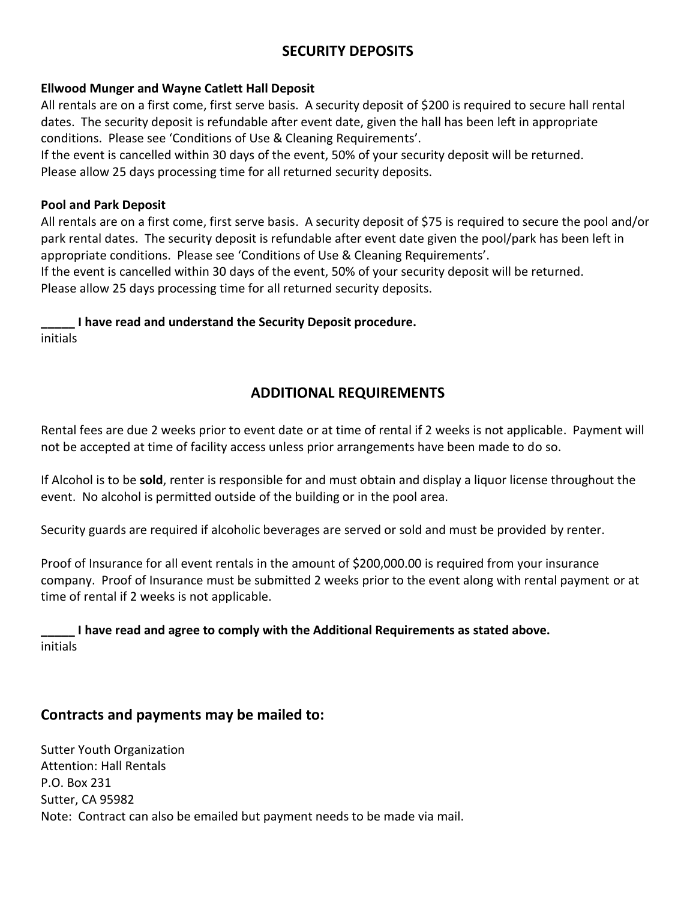## SECURITY DEPOSITS

**Ellwood Munger and Wayne Catlett Hall Deposit**

All rentals are on a first come, first serve basis. A security deposit of $200 is required to secure hall rental dates. The security deposit is refundable after event date, given the hall has been left in appropriate conditions. Please see 'Conditions of Use & Cleaning Requirements'.
If the event is cancelled within 30 days of the event, 50% of your security deposit will be returned.
Please allow 25 days processing time for all returned security deposits.

**Pool and Park Deposit**

All rentals are on a first come, first serve basis. A security deposit of $75 is required to secure the pool and/or park rental dates. The security deposit is refundable after event date given the pool/park has been left in appropriate conditions. Please see 'Conditions of Use & Cleaning Requirements'.
If the event is cancelled within 30 days of the event, 50% of your security deposit will be returned.
Please allow 25 days processing time for all returned security deposits.

**_____ I have read and understand the Security Deposit procedure.**
initials

## ADDITIONAL REQUIREMENTS

Rental fees are due 2 weeks prior to event date or at time of rental if 2 weeks is not applicable. Payment will not be accepted at time of facility access unless prior arrangements have been made to do so.

If Alcohol is to be **sold**, renter is responsible for and must obtain and display a liquor license throughout the event. No alcohol is permitted outside of the building or in the pool area.

Security guards are required if alcoholic beverages are served or sold and must be provided by renter.

Proof of Insurance for all event rentals in the amount of $200,000.00 is required from your insurance company. Proof of Insurance must be submitted 2 weeks prior to the event along with rental payment or at time of rental if 2 weeks is not applicable.

**_____ I have read and agree to comply with the Additional Requirements as stated above.**
initials

### Contracts and payments may be mailed to:

Sutter Youth Organization
Attention: Hall Rentals
P.O. Box 231
Sutter, CA 95982
Note: Contract can also be emailed but payment needs to be made via mail.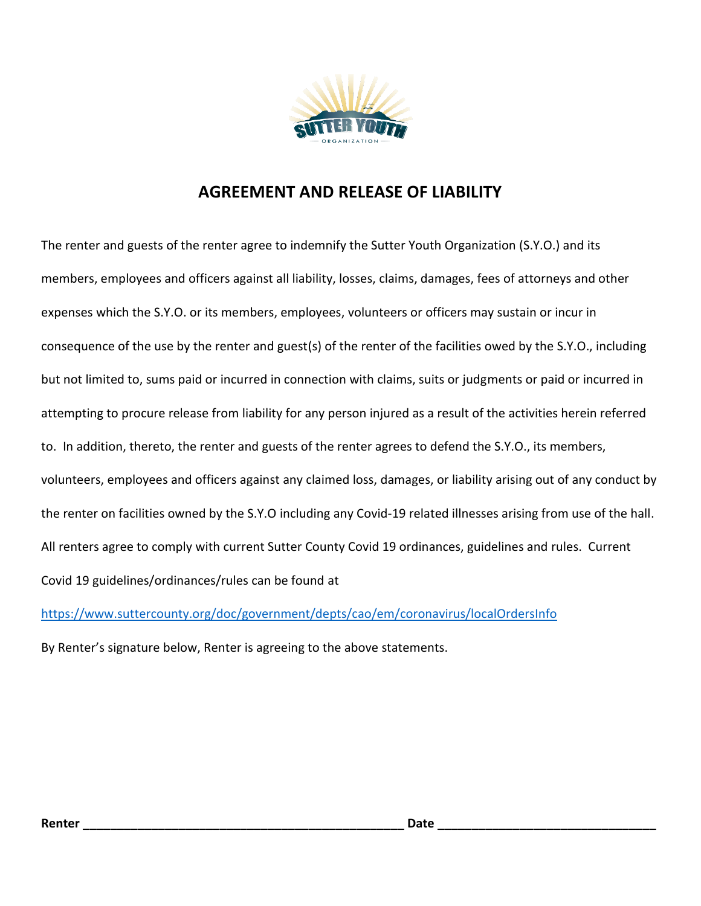# AGREEMENT AND RELEASE OF LIABILITY

The renter and guests of the renter agree to indemnify the Sutter Youth Organization (S.Y.O.) and its members, employees and officers against all liability, losses, claims, damages, fees of attorneys and other expenses which the S.Y.O. or its members, employees, volunteers or officers may sustain or incur in consequence of the use by the renter and guest(s) of the renter of the facilities owed by the S.Y.O., including but not limited to, sums paid or incurred in connection with claims, suits or judgments or paid or incurred in attempting to procure release from liability for any person injured as a result of the activities herein referred to. In addition, thereto, the renter and guests of the renter agrees to defend the S.Y.O., its members, volunteers, employees and officers against any claimed loss, damages, or liability arising out of any conduct by the renter on facilities owned by the S.Y.O including any Covid-19 related illnesses arising from use of the hall. All renters agree to comply with current Sutter County Covid 19 ordinances, guidelines and rules. Current Covid 19 guidelines/ordinances/rules can be found at

https://www.suttercounty.org/doc/government/depts/cao/em/coronavirus/localOrdersInfo

By Renter's signature below, Renter is agreeing to the above statements.

**Renter** ______________________________________________ **Date** ________________________________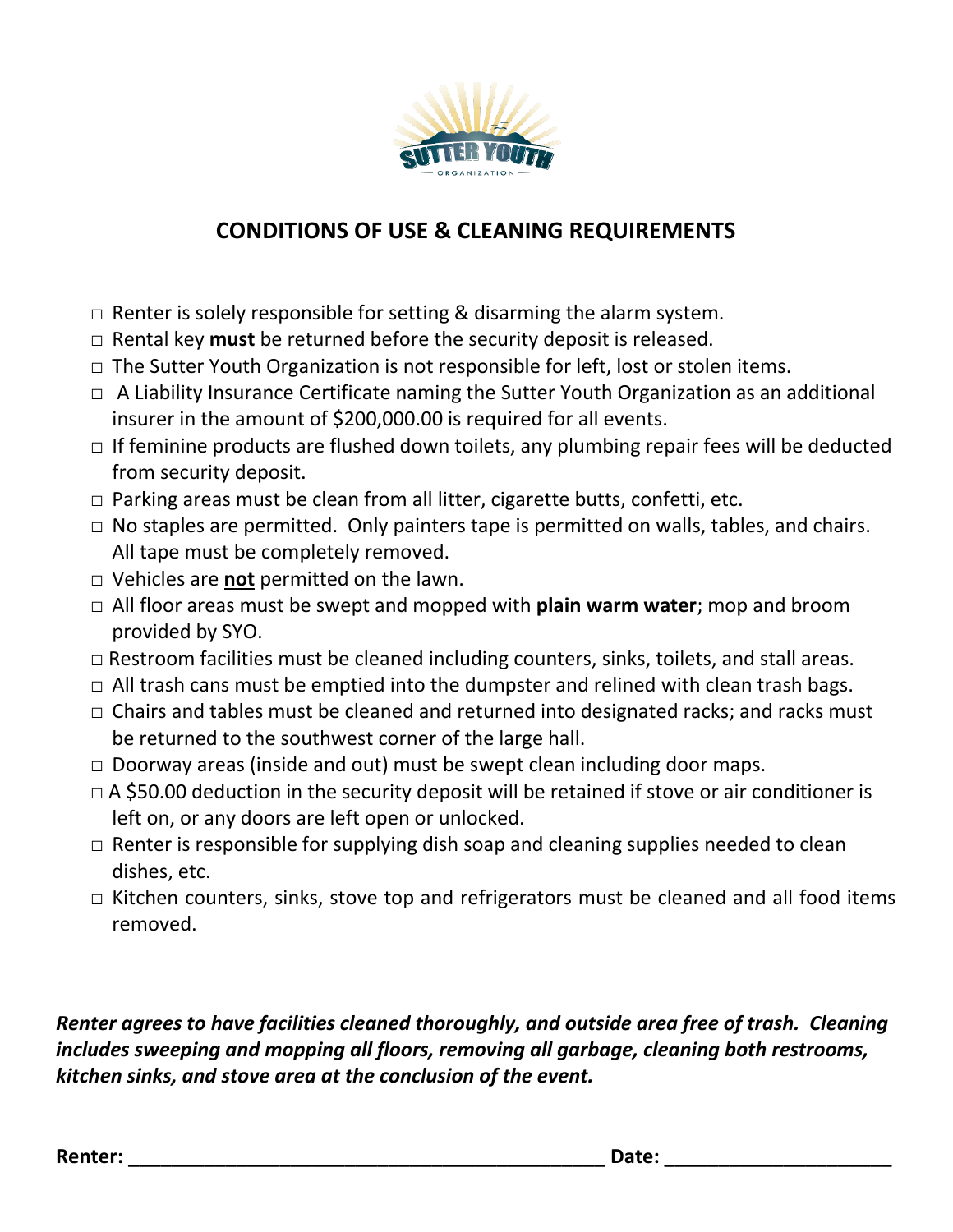# CONDITIONS OF USE & CLEANING REQUIREMENTS

- □ Renter is solely responsible for setting & disarming the alarm system.
- □ Rental key **must** be returned before the security deposit is released.
- □ The Sutter Youth Organization is not responsible for left, lost or stolen items.
- □ A Liability Insurance Certificate naming the Sutter Youth Organization as an additional insurer in the amount of $200,000.00 is required for all events.
- □ If feminine products are flushed down toilets, any plumbing repair fees will be deducted from security deposit.
- □ Parking areas must be clean from all litter, cigarette butts, confetti, etc.
- □ No staples are permitted. Only painters tape is permitted on walls, tables, and chairs. All tape must be completely removed.
- □ Vehicles are <u>**not**</u> permitted on the lawn.
- □ All floor areas must be swept and mopped with **plain warm water**; mop and broom provided by SYO.
- □ Restroom facilities must be cleaned including counters, sinks, toilets, and stall areas.
- □ All trash cans must be emptied into the dumpster and relined with clean trash bags.
- □ Chairs and tables must be cleaned and returned into designated racks; and racks must be returned to the southwest corner of the large hall.
- □ Doorway areas (inside and out) must be swept clean including door maps.
- □ A $50.00 deduction in the security deposit will be retained if stove or air conditioner is left on, or any doors are left open or unlocked.
- □ Renter is responsible for supplying dish soap and cleaning supplies needed to clean dishes, etc.
- □ Kitchen counters, sinks, stove top and refrigerators must be cleaned and all food items removed.

***Renter agrees to have facilities cleaned thoroughly, and outside area free of trash. Cleaning includes sweeping and mopping all floors, removing all garbage, cleaning both restrooms, kitchen sinks, and stove area at the conclusion of the event.***

**Renter:** ____________________________________________ **Date:** _____________________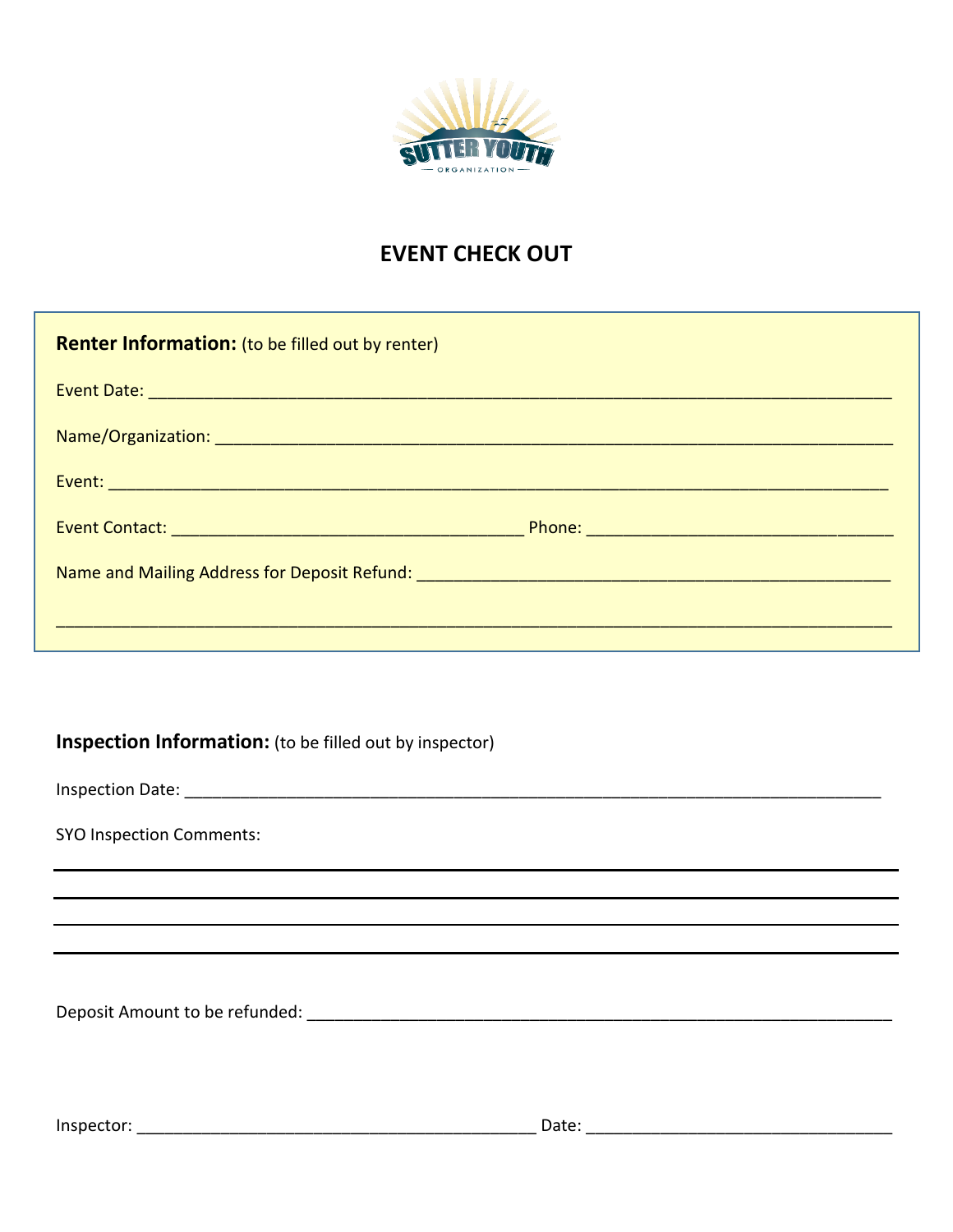# EVENT CHECK OUT

**Renter Information:** (to be filled out by renter)

Event Date: ___________________________________________________________________________

Name/Organization: _____________________________________________________________________

Event: ________________________________________________________________________________

Event Contact: ______________________________________ Phone: ________________________________

Name and Mailing Address for Deposit Refund: ________________________________________________

_______________________________________________________________________________________

**Inspection Information:** (to be filled out by inspector)

Inspection Date: ________________________________________________________________________

SYO Inspection Comments:

_______________________________________________________________________________________

_______________________________________________________________________________________

_______________________________________________________________________________________

_______________________________________________________________________________________

Deposit Amount to be refunded: __________________________________________________________

Inspector: ___________________________________________ Date: ________________________________